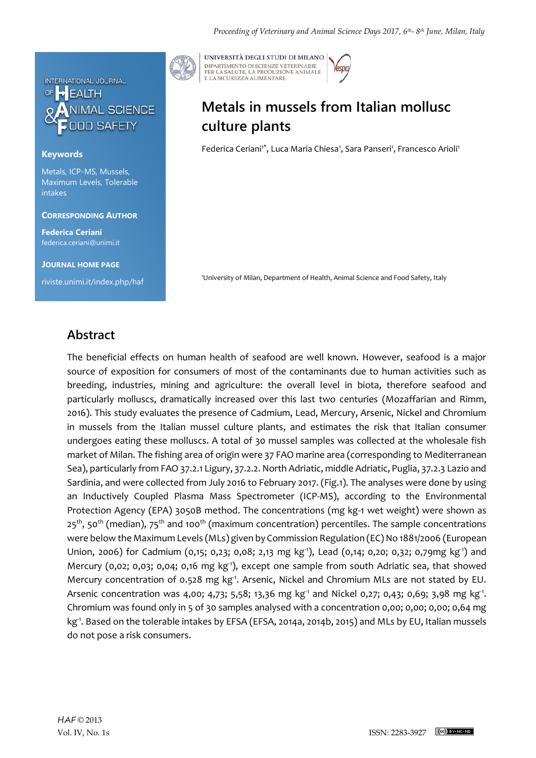INTERNATIONAL JOURNAL OF HEALTH ANIMAL SCIENCE & FOOD SAFETY

UNIVERSITÀ DEGLI STUDI DI MILANO
DIPARTIMENTO DI SCIENZE VETERINARIE PER LA SALUTE, LA PRODUZIONE ANIMALE E LA SICUREZZA ALIMENTARE

# Metals in mussels from Italian mollusc culture plants

Federica Ceriani[1*], Luca Maria Chiesa[1], Sara Panseri[1], Francesco Arioli[1]

[1]University of Milan, Department of Health, Animal Science and Food Safety, Italy

**Keywords**

Metals, ICP-MS, Mussels, Maximum Levels, Tolerable intakes

**Corresponding Author**

**Federica Ceriani**
federica.ceriani@unimi.it

**Journal Home Page**

riviste.unimi.it/index.php/haf

## Abstract

The beneficial effects on human health of seafood are well known. However, seafood is a major source of exposition for consumers of most of the contaminants due to human activities such as breeding, industries, mining and agriculture: the overall level in biota, therefore seafood and particularly molluscs, dramatically increased over this last two centuries (Mozaffarian and Rimm, 2016). This study evaluates the presence of Cadmium, Lead, Mercury, Arsenic, Nickel and Chromium in mussels from the Italian mussel culture plants, and estimates the risk that Italian consumer undergoes eating these molluscs. A total of 30 mussel samples was collected at the wholesale fish market of Milan. The fishing area of origin were 37 FAO marine area (corresponding to Mediterranean Sea), particularly from FAO 37.2.1 Ligury, 37.2.2. North Adriatic, middle Adriatic, Puglia, 37.2.3 Lazio and Sardinia, and were collected from July 2016 to February 2017. (Fig.1). The analyses were done by using an Inductively Coupled Plasma Mass Spectrometer (ICP-MS), according to the Environmental Protection Agency (EPA) 3050B method. The concentrations (mg kg-1 wet weight) were shown as 25$^{th}$, 50$^{th}$ (median), 75$^{th}$ and 100$^{th}$ (maximum concentration) percentiles. The sample concentrations were below the Maximum Levels (MLs) given by Commission Regulation (EC) No 1881/2006 (European Union, 2006) for Cadmium (0,15; 0,23; 0,08; 2,13 mg kg$^{-1}$), Lead (0,14; 0,20; 0,32; 0,79mg kg$^{-1}$) and Mercury (0,02; 0,03; 0,04; 0,16 mg kg$^{-1}$), except one sample from south Adriatic sea, that showed Mercury concentration of 0.528 mg kg$^{-1}$. Arsenic, Nickel and Chromium MLs are not stated by EU. Arsenic concentration was 4,00; 4,73; 5,58; 13,36 mg kg$^{-1}$ and Nickel 0,27; 0,43; 0,69; 3,98 mg kg$^{-1}$. Chromium was found only in 5 of 30 samples analysed with a concentration 0,00; 0,00; 0,00; 0,64 mg kg$^{-1}$. Based on the tolerable intakes by EFSA (EFSA, 2014a, 2014b, 2015) and MLs by EU, Italian mussels do not pose a risk consumers.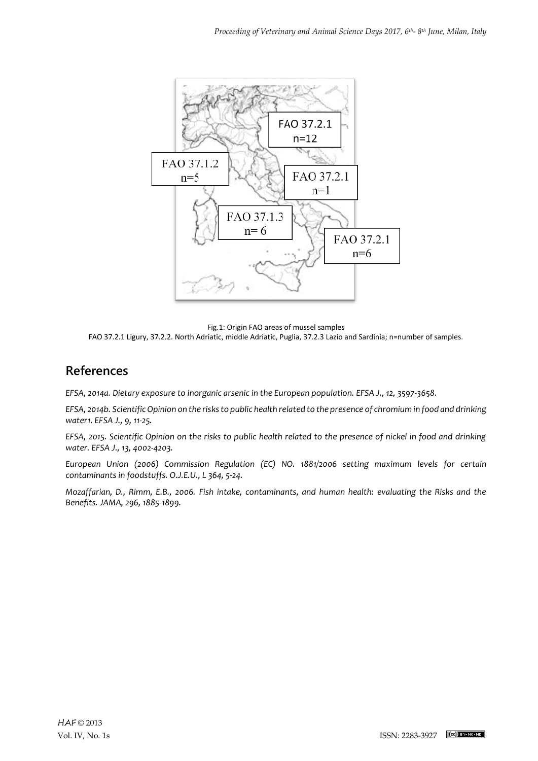FAO 37.2.1
n=12

FAO 37.1.2
n=5

FAO 37.2.1
n=1

FAO 37.1.3
n= 6

FAO 37.2.1
n=6

Fig.1: Origin FAO areas of mussel samples
FAO 37.2.1 Ligury, 37.2.2. North Adriatic, middle Adriatic, Puglia, 37.2.3 Lazio and Sardinia; n=number of samples.

## References

*EFSA, 2014a. Dietary exposure to inorganic arsenic in the European population. EFSA J., 12, 3597-3658.*

*EFSA, 2014b. Scientific Opinion on the risks to public health related to the presence of chromium in food and drinking water1. EFSA J., 9, 11-25.*

*EFSA, 2015. Scientific Opinion on the risks to public health related to the presence of nickel in food and drinking water. EFSA J., 13, 4002-4203.*

*European Union (2006) Commission Regulation (EC) NO. 1881/2006 setting maximum levels for certain contaminants in foodstuffs. O.J.E.U., L 364, 5-24.*

*Mozaffarian, D., Rimm, E.B., 2006. Fish intake, contaminants, and human health: evaluating the Risks and the Benefits. JAMA, 296, 1885-1899.*